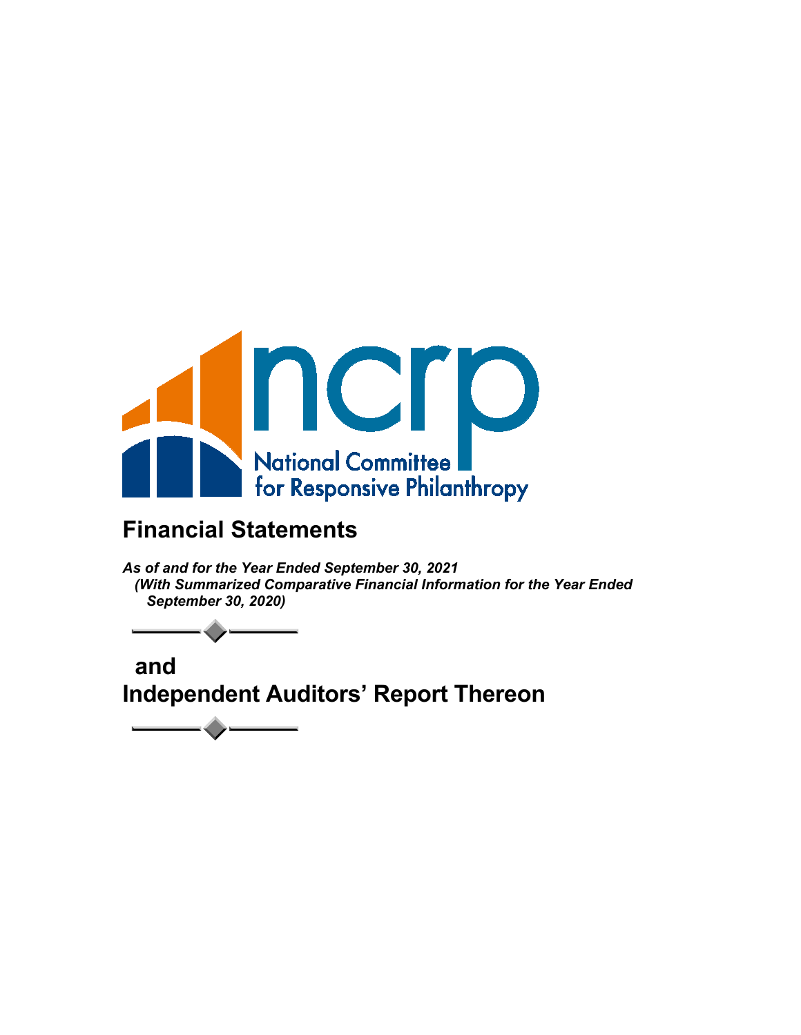ncrp

National Committee for Responsive Philanthropy

# Financial Statements

*As of and for the Year Ended September 30, 2021*
*(With Summarized Comparative Financial Information for the Year Ended September 30, 2020)*

# and
# Independent Auditors' Report Thereon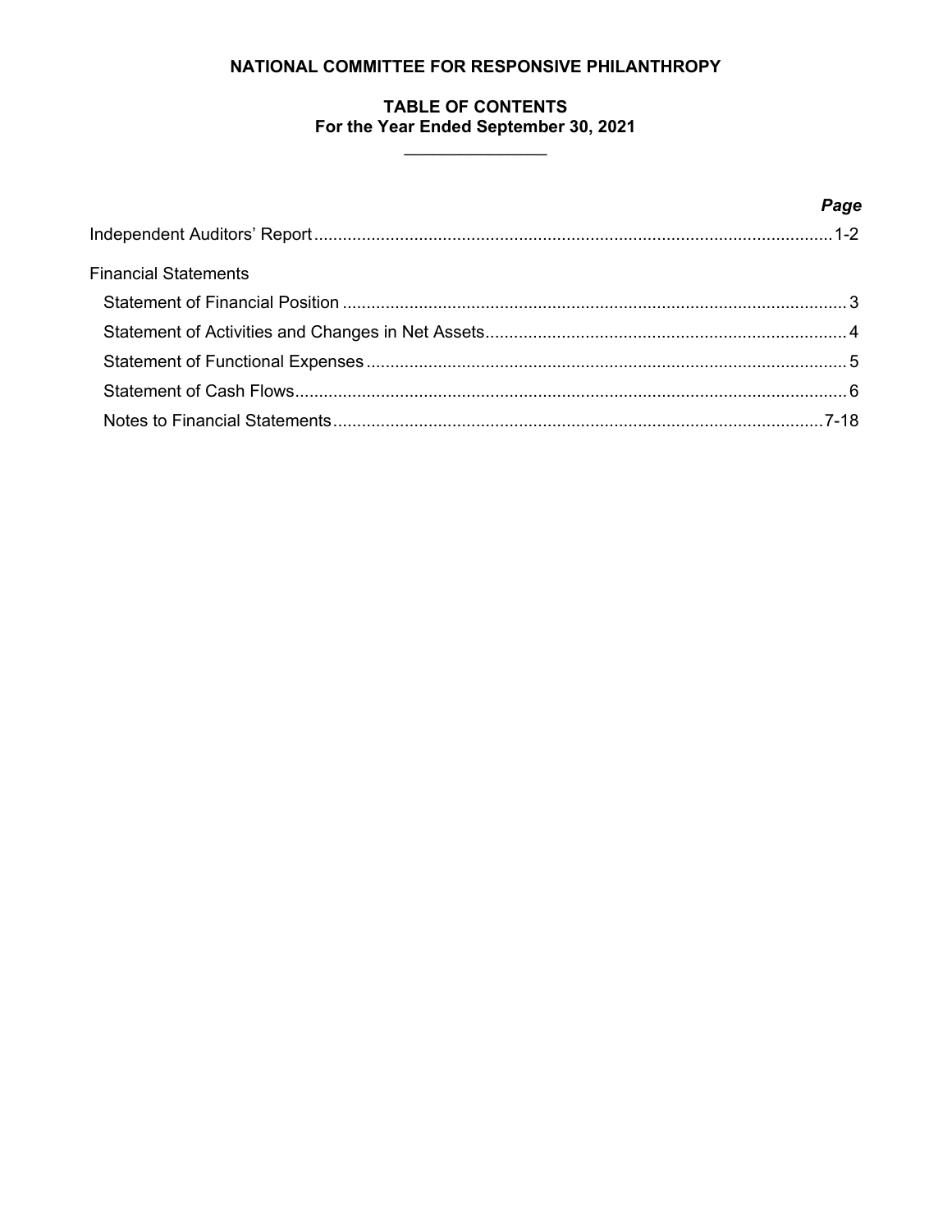**NATIONAL COMMITTEE FOR RESPONSIVE PHILANTHROPY**

**TABLE OF CONTENTS**
**For the Year Ended September 30, 2021**

| | ***Page*** |
|---|---|
| Independent Auditors' Report | 1-2 |
| Financial Statements | |
| Statement of Financial Position | 3 |
| Statement of Activities and Changes in Net Assets | 4 |
| Statement of Functional Expenses | 5 |
| Statement of Cash Flows | 6 |
| Notes to Financial Statements | 7-18 |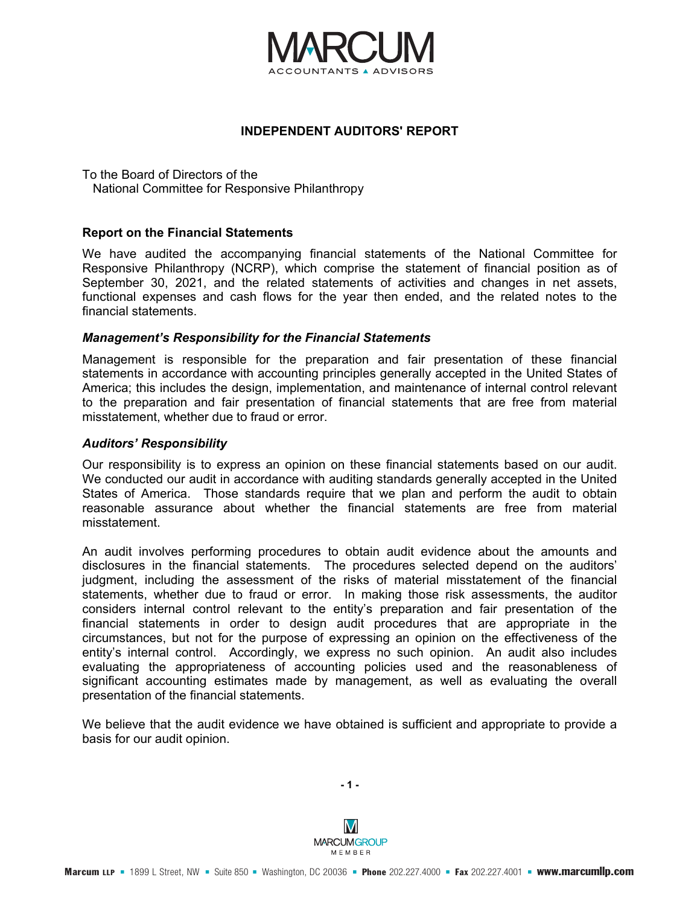# INDEPENDENT AUDITORS' REPORT

To the Board of Directors of the
National Committee for Responsive Philanthropy

### Report on the Financial Statements

We have audited the accompanying financial statements of the National Committee for Responsive Philanthropy (NCRP), which comprise the statement of financial position as of September 30, 2021, and the related statements of activities and changes in net assets, functional expenses and cash flows for the year then ended, and the related notes to the financial statements.

### *Management's Responsibility for the Financial Statements*

Management is responsible for the preparation and fair presentation of these financial statements in accordance with accounting principles generally accepted in the United States of America; this includes the design, implementation, and maintenance of internal control relevant to the preparation and fair presentation of financial statements that are free from material misstatement, whether due to fraud or error.

### *Auditors' Responsibility*

Our responsibility is to express an opinion on these financial statements based on our audit. We conducted our audit in accordance with auditing standards generally accepted in the United States of America. Those standards require that we plan and perform the audit to obtain reasonable assurance about whether the financial statements are free from material misstatement.

An audit involves performing procedures to obtain audit evidence about the amounts and disclosures in the financial statements. The procedures selected depend on the auditors' judgment, including the assessment of the risks of material misstatement of the financial statements, whether due to fraud or error. In making those risk assessments, the auditor considers internal control relevant to the entity's preparation and fair presentation of the financial statements in order to design audit procedures that are appropriate in the circumstances, but not for the purpose of expressing an opinion on the effectiveness of the entity's internal control. Accordingly, we express no such opinion. An audit also includes evaluating the appropriateness of accounting policies used and the reasonableness of significant accounting estimates made by management, as well as evaluating the overall presentation of the financial statements.

We believe that the audit evidence we have obtained is sufficient and appropriate to provide a basis for our audit opinion.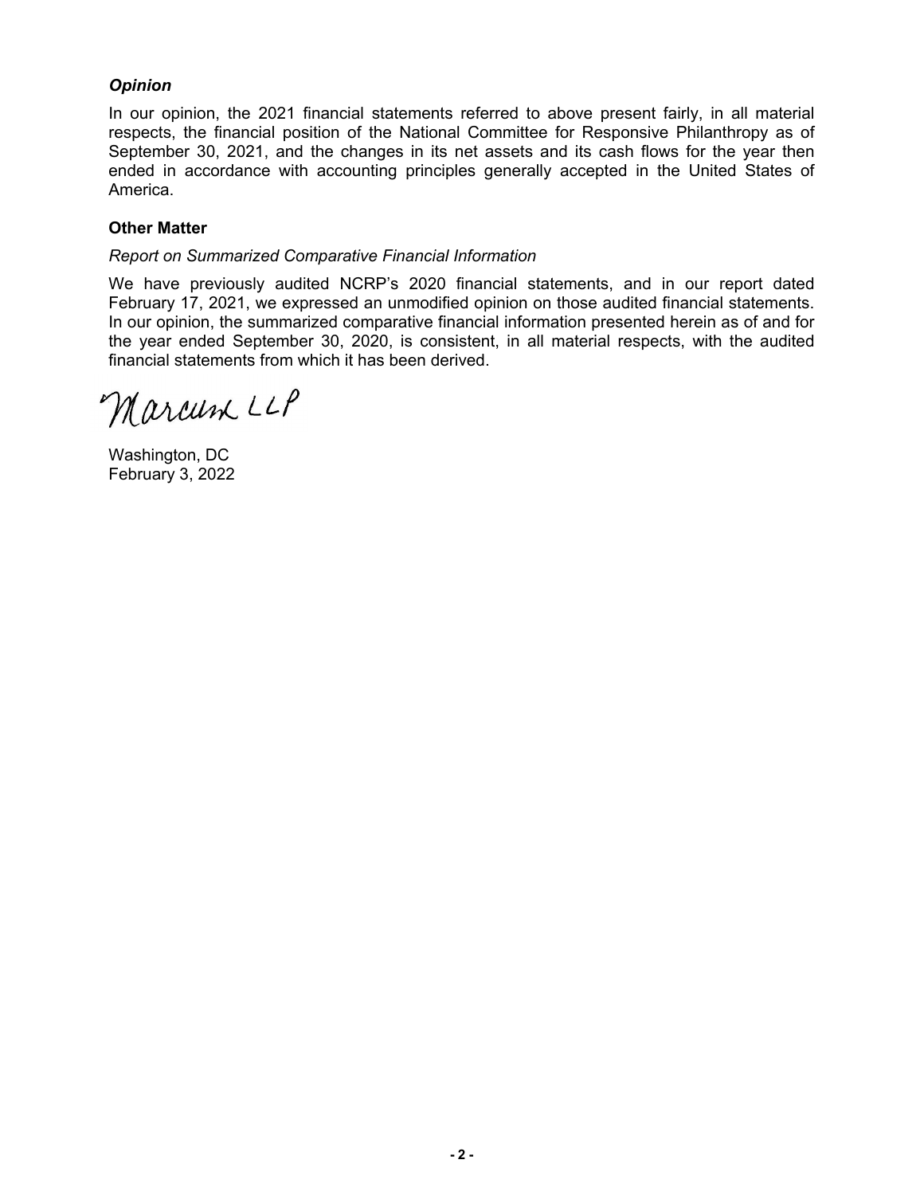### *Opinion*

In our opinion, the 2021 financial statements referred to above present fairly, in all material respects, the financial position of the National Committee for Responsive Philanthropy as of September 30, 2021, and the changes in its net assets and its cash flows for the year then ended in accordance with accounting principles generally accepted in the United States of America.

### Other Matter

*Report on Summarized Comparative Financial Information*

We have previously audited NCRP's 2020 financial statements, and in our report dated February 17, 2021, we expressed an unmodified opinion on those audited financial statements. In our opinion, the summarized comparative financial information presented herein as of and for the year ended September 30, 2020, is consistent, in all material respects, with the audited financial statements from which it has been derived.

Marcum LLP

Washington, DC
February 3, 2022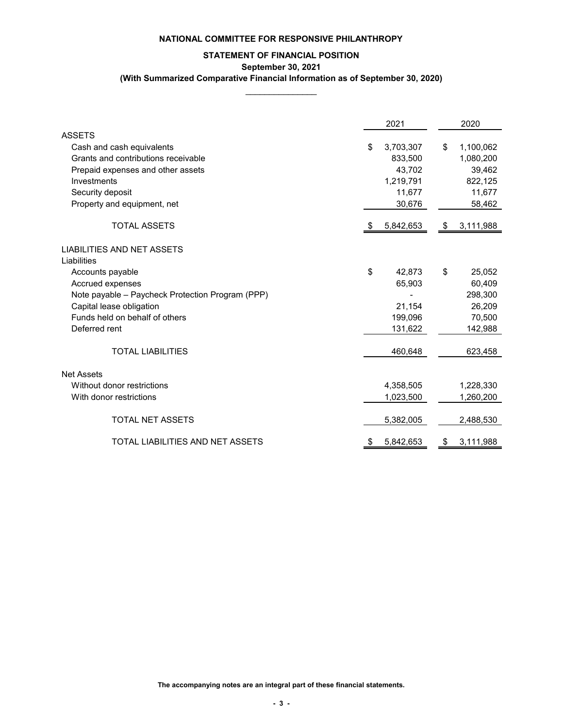# NATIONAL COMMITTEE FOR RESPONSIVE PHILANTHROPY

## STATEMENT OF FINANCIAL POSITION

**September 30, 2021**

**(With Summarized Comparative Financial Information as of September 30, 2020)**

| | 2021 | 2020 |
|---|---|---|
| ASSETS | | |
| Cash and cash equivalents | $ 3,703,307 | $ 1,100,062 |
| Grants and contributions receivable | 833,500 | 1,080,200 |
| Prepaid expenses and other assets | 43,702 | 39,462 |
| Investments | 1,219,791 | 822,125 |
| Security deposit | 11,677 | 11,677 |
| Property and equipment, net | 30,676 | 58,462 |
| TOTAL ASSETS | $ 5,842,653 | $ 3,111,988 |
| LIABILITIES AND NET ASSETS | | |
| Liabilities | | |
| Accounts payable | $ 42,873 | $ 25,052 |
| Accrued expenses | 65,903 | 60,409 |
| Note payable – Paycheck Protection Program (PPP) | - | 298,300 |
| Capital lease obligation | 21,154 | 26,209 |
| Funds held on behalf of others | 199,096 | 70,500 |
| Deferred rent | 131,622 | 142,988 |
| TOTAL LIABILITIES | 460,648 | 623,458 |
| Net Assets | | |
| Without donor restrictions | 4,358,505 | 1,228,330 |
| With donor restrictions | 1,023,500 | 1,260,200 |
| TOTAL NET ASSETS | 5,382,005 | 2,488,530 |
| TOTAL LIABILITIES AND NET ASSETS | $ 5,842,653 | $ 3,111,988 |

**The accompanying notes are an integral part of these financial statements.**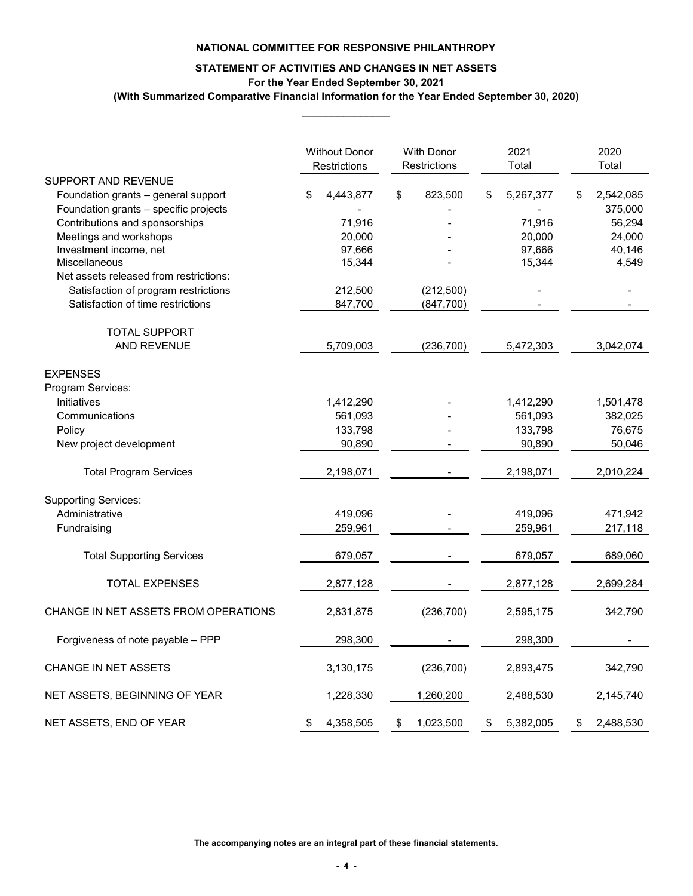**NATIONAL COMMITTEE FOR RESPONSIVE PHILANTHROPY**

**STATEMENT OF ACTIVITIES AND CHANGES IN NET ASSETS**
**For the Year Ended September 30, 2021**
**(With Summarized Comparative Financial Information for the Year Ended September 30, 2020)**

| | Without Donor Restrictions | With Donor Restrictions | 2021 Total | 2020 Total |
|---|---|---|---|---|
| SUPPORT AND REVENUE | | | | |
| Foundation grants – general support | $ 4,443,877 | $ 823,500 | $ 5,267,377 | $ 2,542,085 |
| Foundation grants – specific projects | - | - | - | 375,000 |
| Contributions and sponsorships | 71,916 | - | 71,916 | 56,294 |
| Meetings and workshops | 20,000 | - | 20,000 | 24,000 |
| Investment income, net | 97,666 | - | 97,666 | 40,146 |
| Miscellaneous | 15,344 | - | 15,344 | 4,549 |
| Net assets released from restrictions: | | | | |
| Satisfaction of program restrictions | 212,500 | (212,500) | - | - |
| Satisfaction of time restrictions | 847,700 | (847,700) | - | - |
| TOTAL SUPPORT AND REVENUE | 5,709,003 | (236,700) | 5,472,303 | 3,042,074 |
| EXPENSES | | | | |
| Program Services: | | | | |
| Initiatives | 1,412,290 | - | 1,412,290 | 1,501,478 |
| Communications | 561,093 | - | 561,093 | 382,025 |
| Policy | 133,798 | - | 133,798 | 76,675 |
| New project development | 90,890 | - | 90,890 | 50,046 |
| Total Program Services | 2,198,071 | - | 2,198,071 | 2,010,224 |
| Supporting Services: | | | | |
| Administrative | 419,096 | - | 419,096 | 471,942 |
| Fundraising | 259,961 | - | 259,961 | 217,118 |
| Total Supporting Services | 679,057 | - | 679,057 | 689,060 |
| TOTAL EXPENSES | 2,877,128 | - | 2,877,128 | 2,699,284 |
| CHANGE IN NET ASSETS FROM OPERATIONS | 2,831,875 | (236,700) | 2,595,175 | 342,790 |
| Forgiveness of note payable – PPP | 298,300 | - | 298,300 | - |
| CHANGE IN NET ASSETS | 3,130,175 | (236,700) | 2,893,475 | 342,790 |
| NET ASSETS, BEGINNING OF YEAR | 1,228,330 | 1,260,200 | 2,488,530 | 2,145,740 |
| NET ASSETS, END OF YEAR | $ 4,358,505 | $ 1,023,500 | $ 5,382,005 | $ 2,488,530 |

**The accompanying notes are an integral part of these financial statements.**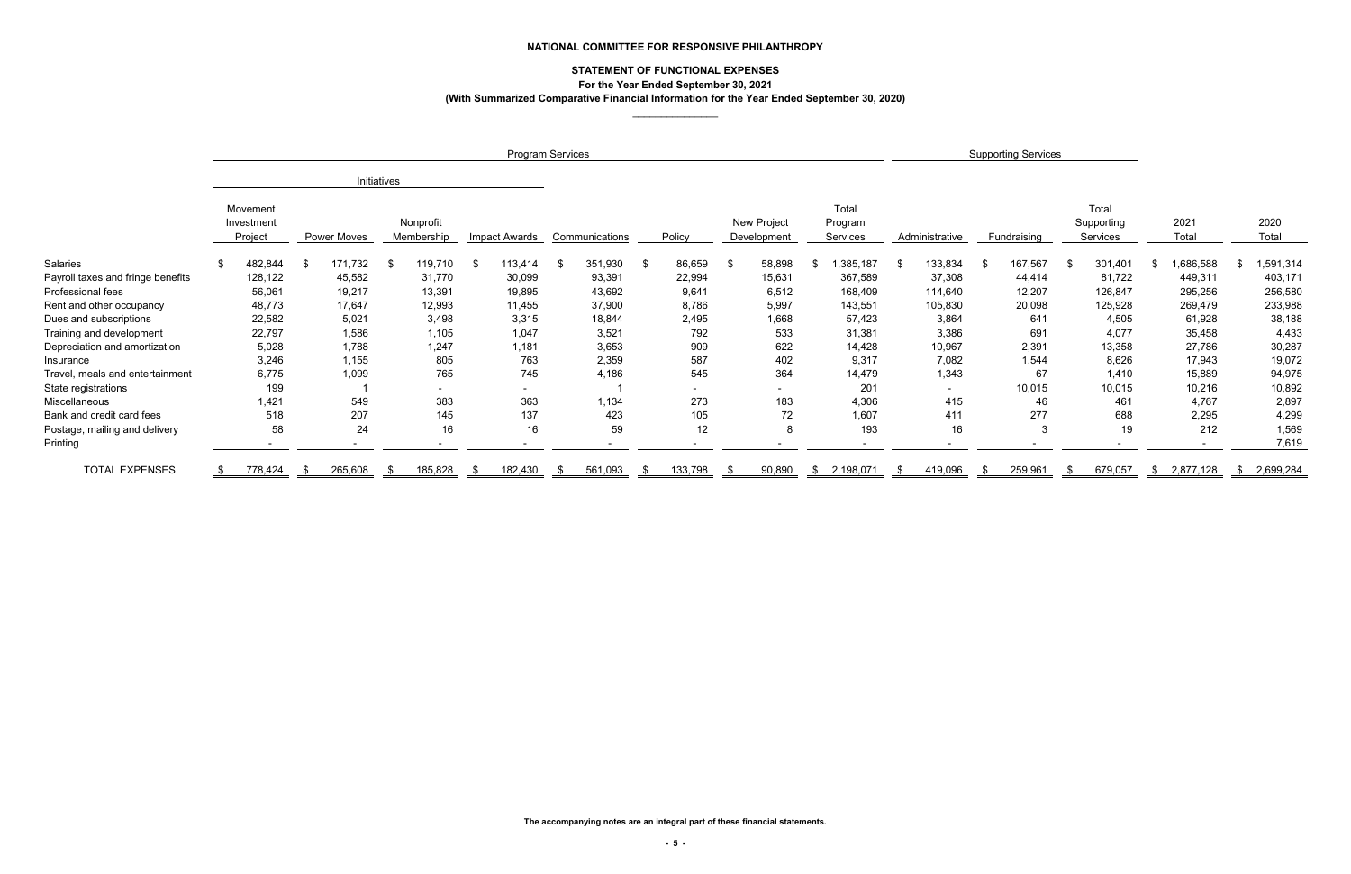**NATIONAL COMMITTEE FOR RESPONSIVE PHILANTHROPY**

**STATEMENT OF FUNCTIONAL EXPENSES**

**For the Year Ended September 30, 2021**

**(With Summarized Comparative Financial Information for the Year Ended September 30, 2020)**

| | Program Services | | | | | | | | Supporting Services | | | | |
|---|---|---|---|---|---|---|---|---|---|---|---|---|---|
| | Initiatives | | | | | | | | | | | | |
| | Movement Investment Project | Power Moves | Nonprofit Membership | Impact Awards | Communications | Policy | New Project Development | Total Program Services | Administrative | Fundraising | Total Supporting Services | 2021 Total | 2020 Total |
| Salaries | $ 482,844 | $ 171,732 | $ 119,710 | $ 113,414 | $ 351,930 | $ 86,659 | $ 58,898 | $ 1,385,187 | $ 133,834 | $ 167,567 | $ 301,401 | $ 1,686,588 | $ 1,591,314 |
| Payroll taxes and fringe benefits | 128,122 | 45,582 | 31,770 | 30,099 | 93,391 | 22,994 | 15,631 | 367,589 | 37,308 | 44,414 | 81,722 | 449,311 | 403,171 |
| Professional fees | 56,061 | 19,217 | 13,391 | 19,895 | 43,692 | 9,641 | 6,512 | 168,409 | 114,640 | 12,207 | 126,847 | 295,256 | 256,580 |
| Rent and other occupancy | 48,773 | 17,647 | 12,993 | 11,455 | 37,900 | 8,786 | 5,997 | 143,551 | 105,830 | 20,098 | 125,928 | 269,479 | 233,988 |
| Dues and subscriptions | 22,582 | 5,021 | 3,498 | 3,315 | 18,844 | 2,495 | 1,668 | 57,423 | 3,864 | 641 | 4,505 | 61,928 | 38,188 |
| Training and development | 22,797 | 1,586 | 1,105 | 1,047 | 3,521 | 792 | 533 | 31,381 | 3,386 | 691 | 4,077 | 35,458 | 4,433 |
| Depreciation and amortization | 5,028 | 1,788 | 1,247 | 1,181 | 3,653 | 909 | 622 | 14,428 | 10,967 | 2,391 | 13,358 | 27,786 | 30,287 |
| Insurance | 3,246 | 1,155 | 805 | 763 | 2,359 | 587 | 402 | 9,317 | 7,082 | 1,544 | 8,626 | 17,943 | 19,072 |
| Travel, meals and entertainment | 6,775 | 1,099 | 765 | 745 | 4,186 | 545 | 364 | 14,479 | 1,343 | 67 | 1,410 | 15,889 | 94,975 |
| State registrations | 199 | 1 | - | - | 1 | - | - | 201 | - | 10,015 | 10,015 | 10,216 | 10,892 |
| Miscellaneous | 1,421 | 549 | 383 | 363 | 1,134 | 273 | 183 | 4,306 | 415 | 46 | 461 | 4,767 | 2,897 |
| Bank and credit card fees | 518 | 207 | 145 | 137 | 423 | 105 | 72 | 1,607 | 411 | 277 | 688 | 2,295 | 4,299 |
| Postage, mailing and delivery | 58 | 24 | 16 | 16 | 59 | 12 | 8 | 193 | 16 | 3 | 19 | 212 | 1,569 |
| Printing | - | - | - | - | - | - | - | - | - | - | - | - | 7,619 |
| TOTAL EXPENSES | $ 778,424 | $ 265,608 | $ 185,828 | $ 182,430 | $ 561,093 | $ 133,798 | $ 90,890 | $ 2,198,071 | $ 419,096 | $ 259,961 | $ 679,057 | $ 2,877,128 | $ 2,699,284 |

**The accompanying notes are an integral part of these financial statements.**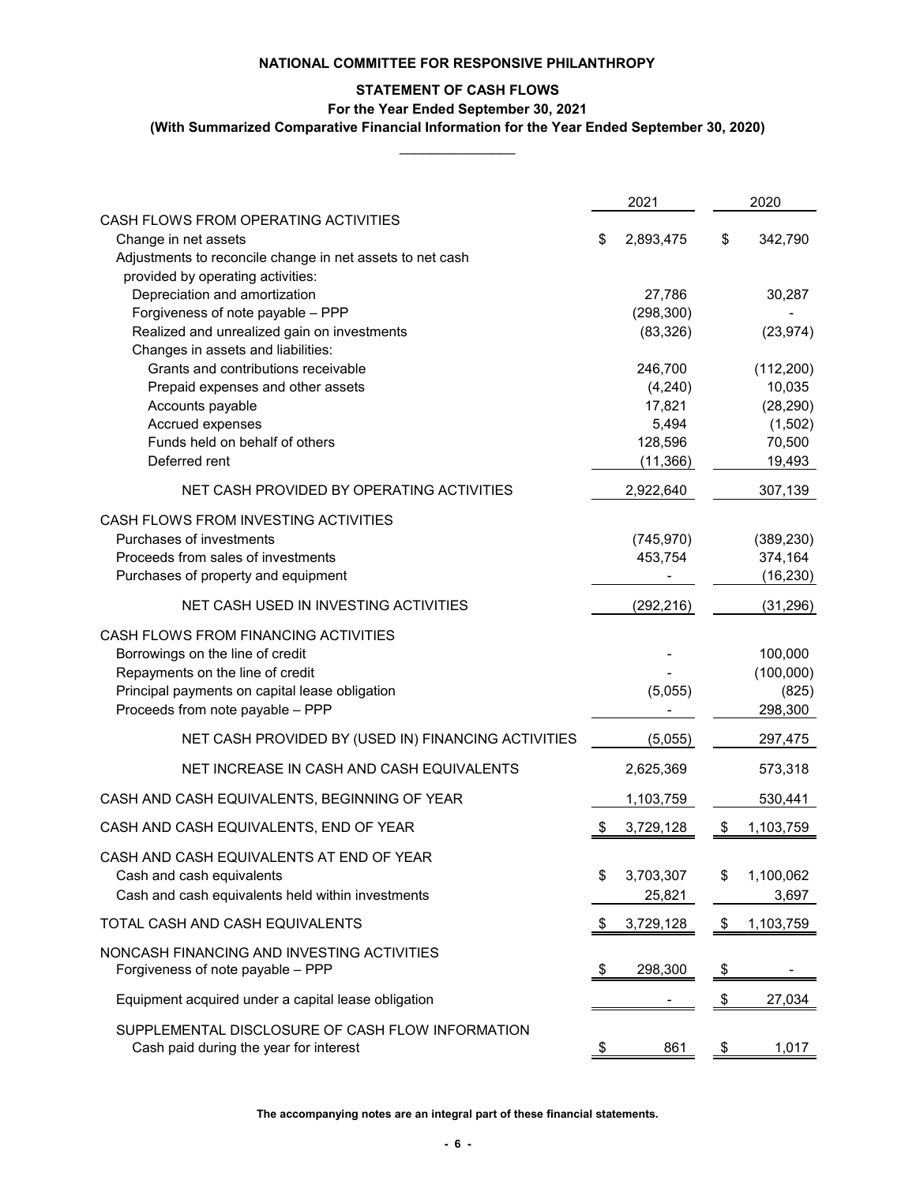**NATIONAL COMMITTEE FOR RESPONSIVE PHILANTHROPY**

**STATEMENT OF CASH FLOWS**

**For the Year Ended September 30, 2021**

**(With Summarized Comparative Financial Information for the Year Ended September 30, 2020)**

| | 2021 | 2020 |
|---|---|---|
| CASH FLOWS FROM OPERATING ACTIVITIES | | |
| Change in net assets | $ 2,893,475 | $ 342,790 |
| Adjustments to reconcile change in net assets to net cash provided by operating activities: | | |
| Depreciation and amortization | 27,786 | 30,287 |
| Forgiveness of note payable – PPP | (298,300) | - |
| Realized and unrealized gain on investments | (83,326) | (23,974) |
| Changes in assets and liabilities: | | |
| Grants and contributions receivable | 246,700 | (112,200) |
| Prepaid expenses and other assets | (4,240) | 10,035 |
| Accounts payable | 17,821 | (28,290) |
| Accrued expenses | 5,494 | (1,502) |
| Funds held on behalf of others | 128,596 | 70,500 |
| Deferred rent | (11,366) | 19,493 |
| NET CASH PROVIDED BY OPERATING ACTIVITIES | 2,922,640 | 307,139 |
| CASH FLOWS FROM INVESTING ACTIVITIES | | |
| Purchases of investments | (745,970) | (389,230) |
| Proceeds from sales of investments | 453,754 | 374,164 |
| Purchases of property and equipment | - | (16,230) |
| NET CASH USED IN INVESTING ACTIVITIES | (292,216) | (31,296) |
| CASH FLOWS FROM FINANCING ACTIVITIES | | |
| Borrowings on the line of credit | - | 100,000 |
| Repayments on the line of credit | - | (100,000) |
| Principal payments on capital lease obligation | (5,055) | (825) |
| Proceeds from note payable – PPP | - | 298,300 |
| NET CASH PROVIDED BY (USED IN) FINANCING ACTIVITIES | (5,055) | 297,475 |
| NET INCREASE IN CASH AND CASH EQUIVALENTS | 2,625,369 | 573,318 |
| CASH AND CASH EQUIVALENTS, BEGINNING OF YEAR | 1,103,759 | 530,441 |
| CASH AND CASH EQUIVALENTS, END OF YEAR | $ 3,729,128 | $ 1,103,759 |
| CASH AND CASH EQUIVALENTS AT END OF YEAR | | |
| Cash and cash equivalents | $ 3,703,307 | $ 1,100,062 |
| Cash and cash equivalents held within investments | 25,821 | 3,697 |
| TOTAL CASH AND CASH EQUIVALENTS | $ 3,729,128 | $ 1,103,759 |
| NONCASH FINANCING AND INVESTING ACTIVITIES | | |
| Forgiveness of note payable – PPP | $ 298,300 | $ - |
| Equipment acquired under a capital lease obligation | - | $ 27,034 |
| SUPPLEMENTAL DISCLOSURE OF CASH FLOW INFORMATION | | |
| Cash paid during the year for interest | $ 861 | $ 1,017 |

**The accompanying notes are an integral part of these financial statements.**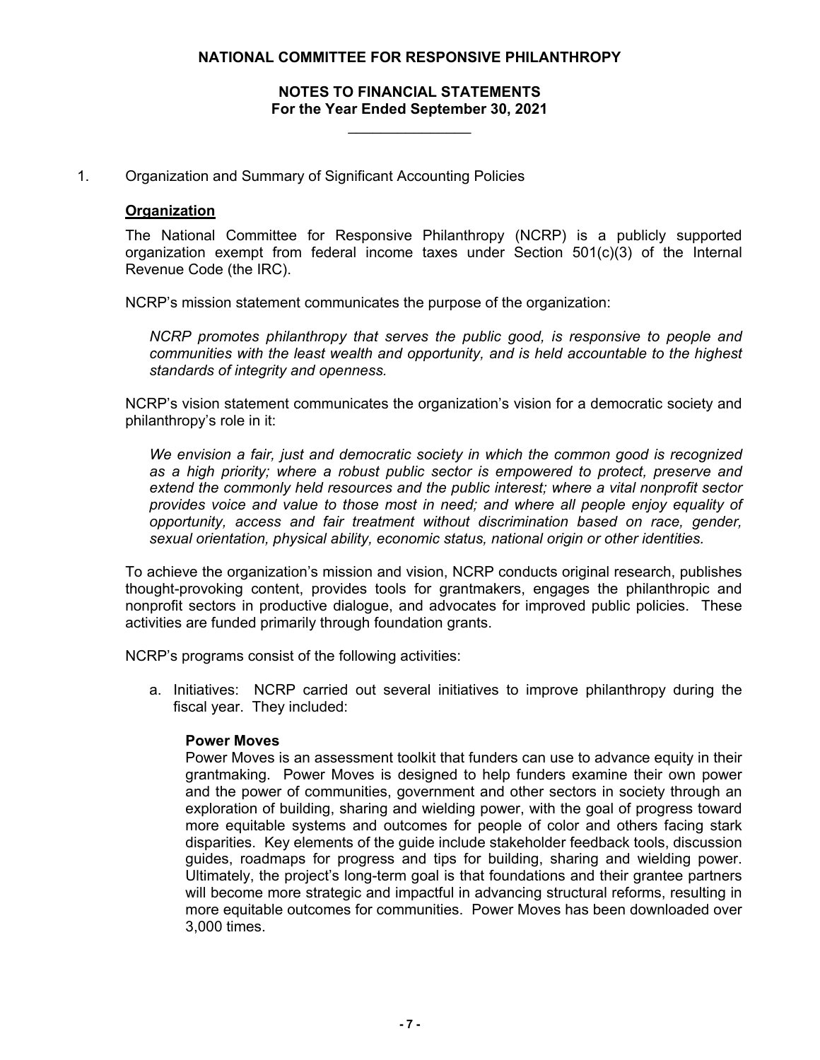# NATIONAL COMMITTEE FOR RESPONSIVE PHILANTHROPY

## NOTES TO FINANCIAL STATEMENTS
### For the Year Ended September 30, 2021

1. Organization and Summary of Significant Accounting Policies

**Organization**

The National Committee for Responsive Philanthropy (NCRP) is a publicly supported organization exempt from federal income taxes under Section 501(c)(3) of the Internal Revenue Code (the IRC).

NCRP's mission statement communicates the purpose of the organization:

*NCRP promotes philanthropy that serves the public good, is responsive to people and communities with the least wealth and opportunity, and is held accountable to the highest standards of integrity and openness.*

NCRP's vision statement communicates the organization's vision for a democratic society and philanthropy's role in it:

*We envision a fair, just and democratic society in which the common good is recognized as a high priority; where a robust public sector is empowered to protect, preserve and extend the commonly held resources and the public interest; where a vital nonprofit sector provides voice and value to those most in need; and where all people enjoy equality of opportunity, access and fair treatment without discrimination based on race, gender, sexual orientation, physical ability, economic status, national origin or other identities.*

To achieve the organization's mission and vision, NCRP conducts original research, publishes thought-provoking content, provides tools for grantmakers, engages the philanthropic and nonprofit sectors in productive dialogue, and advocates for improved public policies. These activities are funded primarily through foundation grants.

NCRP's programs consist of the following activities:

a. Initiatives: NCRP carried out several initiatives to improve philanthropy during the fiscal year. They included:

   **Power Moves**
   Power Moves is an assessment toolkit that funders can use to advance equity in their grantmaking. Power Moves is designed to help funders examine their own power and the power of communities, government and other sectors in society through an exploration of building, sharing and wielding power, with the goal of progress toward more equitable systems and outcomes for people of color and others facing stark disparities. Key elements of the guide include stakeholder feedback tools, discussion guides, roadmaps for progress and tips for building, sharing and wielding power. Ultimately, the project's long-term goal is that foundations and their grantee partners will become more strategic and impactful in advancing structural reforms, resulting in more equitable outcomes for communities. Power Moves has been downloaded over 3,000 times.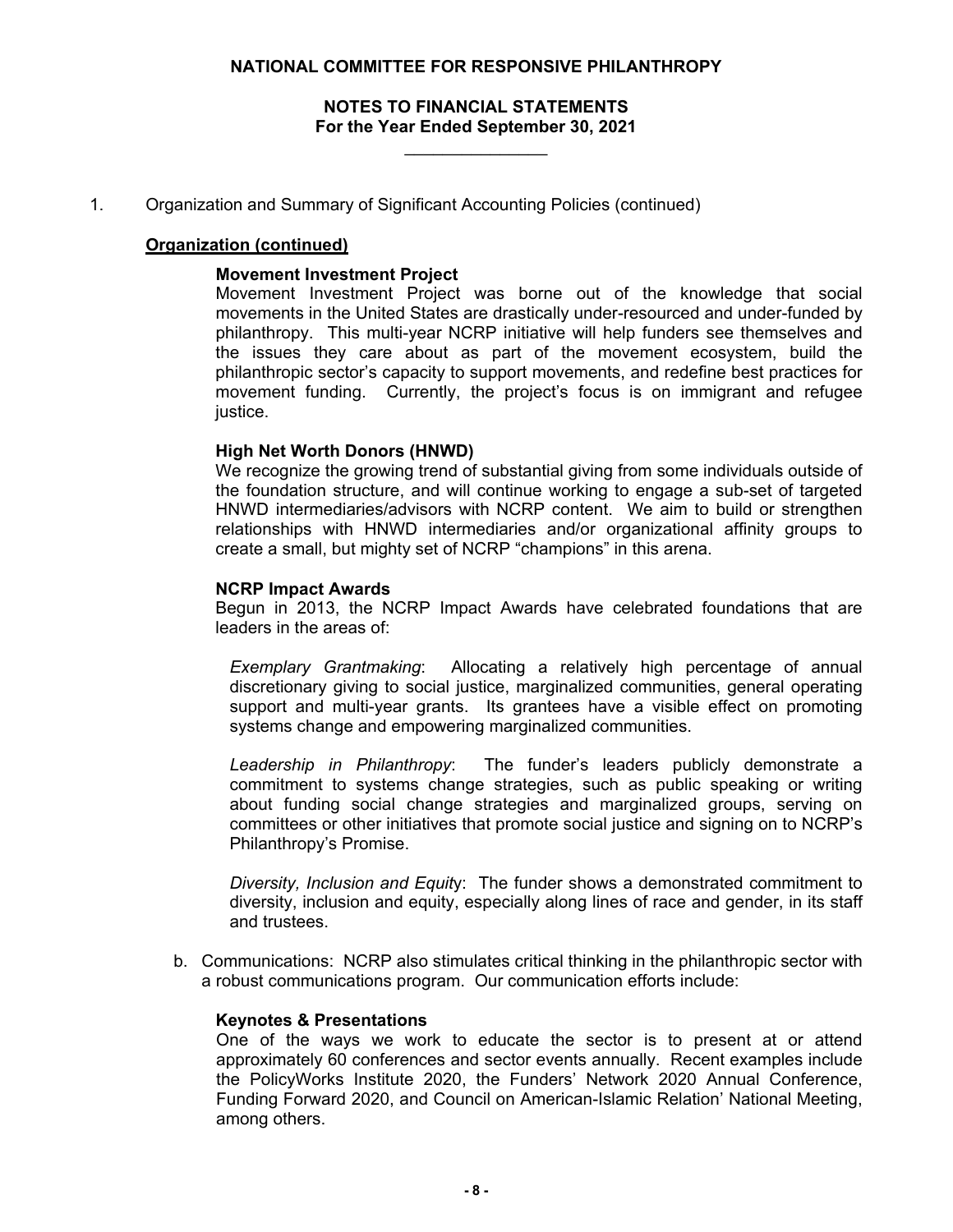# NATIONAL COMMITTEE FOR RESPONSIVE PHILANTHROPY

## NOTES TO FINANCIAL STATEMENTS
### For the Year Ended September 30, 2021

1. Organization and Summary of Significant Accounting Policies (continued)

**Organization (continued)**

**Movement Investment Project**
Movement Investment Project was borne out of the knowledge that social movements in the United States are drastically under-resourced and under-funded by philanthropy. This multi-year NCRP initiative will help funders see themselves and the issues they care about as part of the movement ecosystem, build the philanthropic sector's capacity to support movements, and redefine best practices for movement funding. Currently, the project's focus is on immigrant and refugee justice.

**High Net Worth Donors (HNWD)**
We recognize the growing trend of substantial giving from some individuals outside of the foundation structure, and will continue working to engage a sub-set of targeted HNWD intermediaries/advisors with NCRP content. We aim to build or strengthen relationships with HNWD intermediaries and/or organizational affinity groups to create a small, but mighty set of NCRP "champions" in this arena.

**NCRP Impact Awards**
Begun in 2013, the NCRP Impact Awards have celebrated foundations that are leaders in the areas of:

*Exemplary Grantmaking*: Allocating a relatively high percentage of annual discretionary giving to social justice, marginalized communities, general operating support and multi-year grants. Its grantees have a visible effect on promoting systems change and empowering marginalized communities.

*Leadership in Philanthropy*: The funder's leaders publicly demonstrate a commitment to systems change strategies, such as public speaking or writing about funding social change strategies and marginalized groups, serving on committees or other initiatives that promote social justice and signing on to NCRP's Philanthropy's Promise.

*Diversity, Inclusion and Equity*: The funder shows a demonstrated commitment to diversity, inclusion and equity, especially along lines of race and gender, in its staff and trustees.

b. Communications: NCRP also stimulates critical thinking in the philanthropic sector with a robust communications program. Our communication efforts include:

**Keynotes & Presentations**
One of the ways we work to educate the sector is to present at or attend approximately 60 conferences and sector events annually. Recent examples include the PolicyWorks Institute 2020, the Funders' Network 2020 Annual Conference, Funding Forward 2020, and Council on American-Islamic Relation' National Meeting, among others.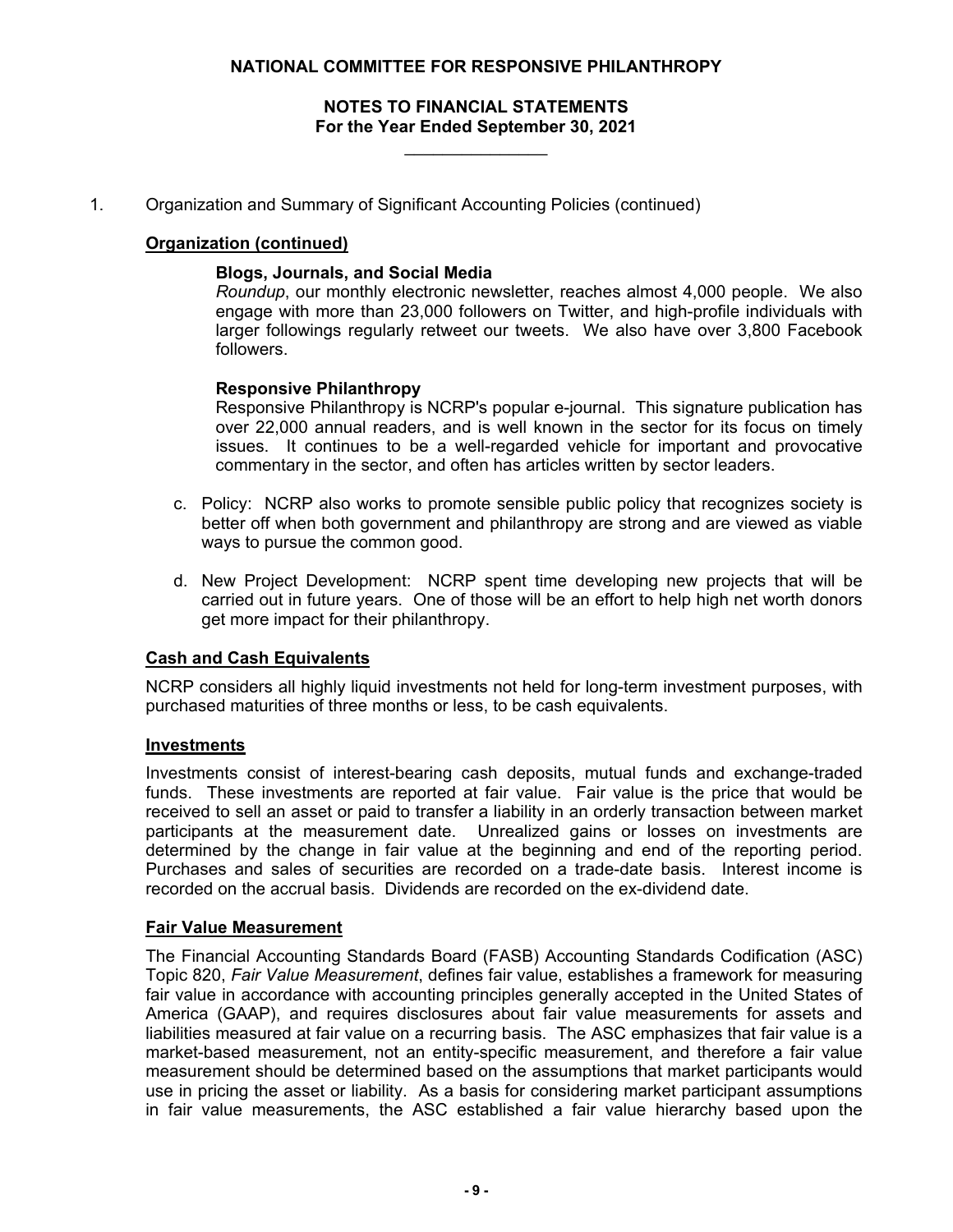1. Organization and Summary of Significant Accounting Policies (continued)

**Organization (continued)**

**Blogs, Journals, and Social Media**

*Roundup*, our monthly electronic newsletter, reaches almost 4,000 people. We also engage with more than 23,000 followers on Twitter, and high-profile individuals with larger followings regularly retweet our tweets. We also have over 3,800 Facebook followers.

**Responsive Philanthropy**

Responsive Philanthropy is NCRP's popular e-journal. This signature publication has over 22,000 annual readers, and is well known in the sector for its focus on timely issues. It continues to be a well-regarded vehicle for important and provocative commentary in the sector, and often has articles written by sector leaders.

c. Policy: NCRP also works to promote sensible public policy that recognizes society is better off when both government and philanthropy are strong and are viewed as viable ways to pursue the common good.

d. New Project Development: NCRP spent time developing new projects that will be carried out in future years. One of those will be an effort to help high net worth donors get more impact for their philanthropy.

**Cash and Cash Equivalents**

NCRP considers all highly liquid investments not held for long-term investment purposes, with purchased maturities of three months or less, to be cash equivalents.

**Investments**

Investments consist of interest-bearing cash deposits, mutual funds and exchange-traded funds. These investments are reported at fair value. Fair value is the price that would be received to sell an asset or paid to transfer a liability in an orderly transaction between market participants at the measurement date. Unrealized gains or losses on investments are determined by the change in fair value at the beginning and end of the reporting period. Purchases and sales of securities are recorded on a trade-date basis. Interest income is recorded on the accrual basis. Dividends are recorded on the ex-dividend date.

**Fair Value Measurement**

The Financial Accounting Standards Board (FASB) Accounting Standards Codification (ASC) Topic 820, *Fair Value Measurement*, defines fair value, establishes a framework for measuring fair value in accordance with accounting principles generally accepted in the United States of America (GAAP), and requires disclosures about fair value measurements for assets and liabilities measured at fair value on a recurring basis. The ASC emphasizes that fair value is a market-based measurement, not an entity-specific measurement, and therefore a fair value measurement should be determined based on the assumptions that market participants would use in pricing the asset or liability. As a basis for considering market participant assumptions in fair value measurements, the ASC established a fair value hierarchy based upon the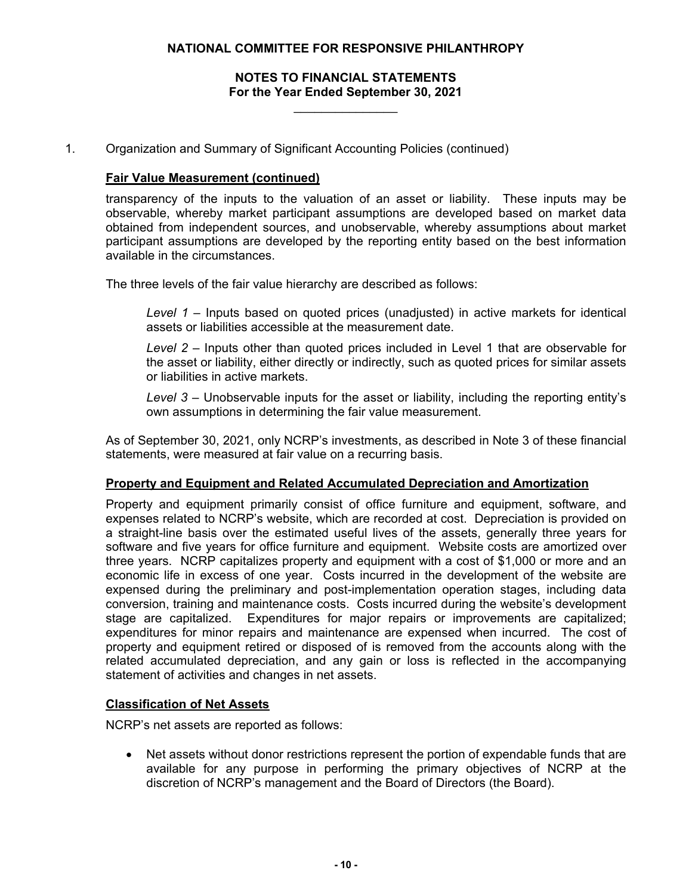1. Organization and Summary of Significant Accounting Policies (continued)

**Fair Value Measurement (continued)**

transparency of the inputs to the valuation of an asset or liability. These inputs may be observable, whereby market participant assumptions are developed based on market data obtained from independent sources, and unobservable, whereby assumptions about market participant assumptions are developed by the reporting entity based on the best information available in the circumstances.

The three levels of the fair value hierarchy are described as follows:

*Level 1* – Inputs based on quoted prices (unadjusted) in active markets for identical assets or liabilities accessible at the measurement date.

*Level 2* – Inputs other than quoted prices included in Level 1 that are observable for the asset or liability, either directly or indirectly, such as quoted prices for similar assets or liabilities in active markets.

*Level 3* – Unobservable inputs for the asset or liability, including the reporting entity's own assumptions in determining the fair value measurement.

As of September 30, 2021, only NCRP's investments, as described in Note 3 of these financial statements, were measured at fair value on a recurring basis.

**Property and Equipment and Related Accumulated Depreciation and Amortization**

Property and equipment primarily consist of office furniture and equipment, software, and expenses related to NCRP's website, which are recorded at cost. Depreciation is provided on a straight-line basis over the estimated useful lives of the assets, generally three years for software and five years for office furniture and equipment. Website costs are amortized over three years. NCRP capitalizes property and equipment with a cost of $1,000 or more and an economic life in excess of one year. Costs incurred in the development of the website are expensed during the preliminary and post-implementation operation stages, including data conversion, training and maintenance costs. Costs incurred during the website's development stage are capitalized. Expenditures for major repairs or improvements are capitalized; expenditures for minor repairs and maintenance are expensed when incurred. The cost of property and equipment retired or disposed of is removed from the accounts along with the related accumulated depreciation, and any gain or loss is reflected in the accompanying statement of activities and changes in net assets.

**Classification of Net Assets**

NCRP's net assets are reported as follows:

- Net assets without donor restrictions represent the portion of expendable funds that are available for any purpose in performing the primary objectives of NCRP at the discretion of NCRP's management and the Board of Directors (the Board).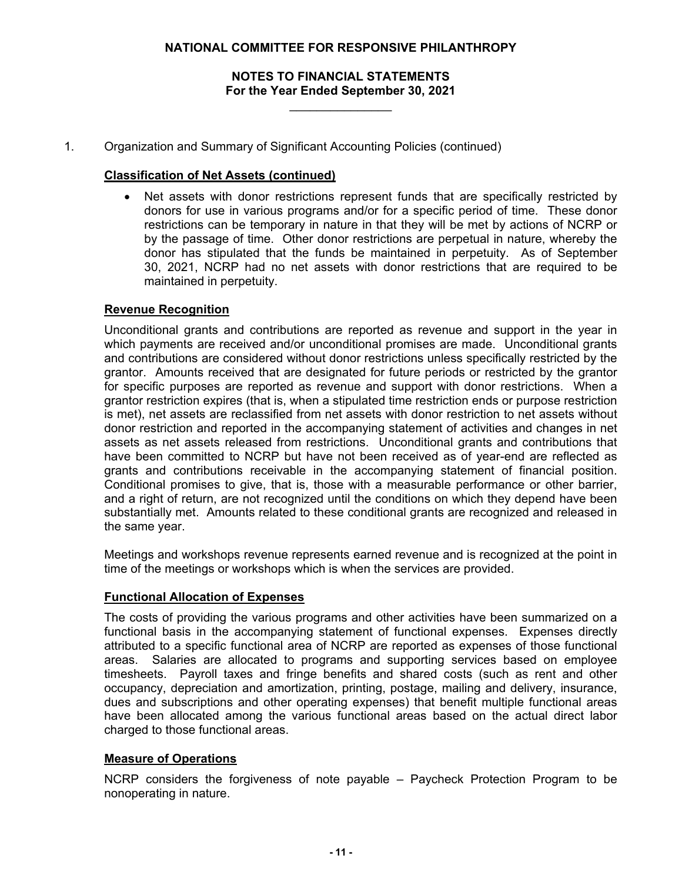# NATIONAL COMMITTEE FOR RESPONSIVE PHILANTHROPY

## NOTES TO FINANCIAL STATEMENTS
## For the Year Ended September 30, 2021

1. Organization and Summary of Significant Accounting Policies (continued)

**Classification of Net Assets (continued)**

- Net assets with donor restrictions represent funds that are specifically restricted by donors for use in various programs and/or for a specific period of time. These donor restrictions can be temporary in nature in that they will be met by actions of NCRP or by the passage of time. Other donor restrictions are perpetual in nature, whereby the donor has stipulated that the funds be maintained in perpetuity. As of September 30, 2021, NCRP had no net assets with donor restrictions that are required to be maintained in perpetuity.

**Revenue Recognition**

Unconditional grants and contributions are reported as revenue and support in the year in which payments are received and/or unconditional promises are made. Unconditional grants and contributions are considered without donor restrictions unless specifically restricted by the grantor. Amounts received that are designated for future periods or restricted by the grantor for specific purposes are reported as revenue and support with donor restrictions. When a grantor restriction expires (that is, when a stipulated time restriction ends or purpose restriction is met), net assets are reclassified from net assets with donor restriction to net assets without donor restriction and reported in the accompanying statement of activities and changes in net assets as net assets released from restrictions. Unconditional grants and contributions that have been committed to NCRP but have not been received as of year-end are reflected as grants and contributions receivable in the accompanying statement of financial position. Conditional promises to give, that is, those with a measurable performance or other barrier, and a right of return, are not recognized until the conditions on which they depend have been substantially met. Amounts related to these conditional grants are recognized and released in the same year.

Meetings and workshops revenue represents earned revenue and is recognized at the point in time of the meetings or workshops which is when the services are provided.

**Functional Allocation of Expenses**

The costs of providing the various programs and other activities have been summarized on a functional basis in the accompanying statement of functional expenses. Expenses directly attributed to a specific functional area of NCRP are reported as expenses of those functional areas. Salaries are allocated to programs and supporting services based on employee timesheets. Payroll taxes and fringe benefits and shared costs (such as rent and other occupancy, depreciation and amortization, printing, postage, mailing and delivery, insurance, dues and subscriptions and other operating expenses) that benefit multiple functional areas have been allocated among the various functional areas based on the actual direct labor charged to those functional areas.

**Measure of Operations**

NCRP considers the forgiveness of note payable – Paycheck Protection Program to be nonoperating in nature.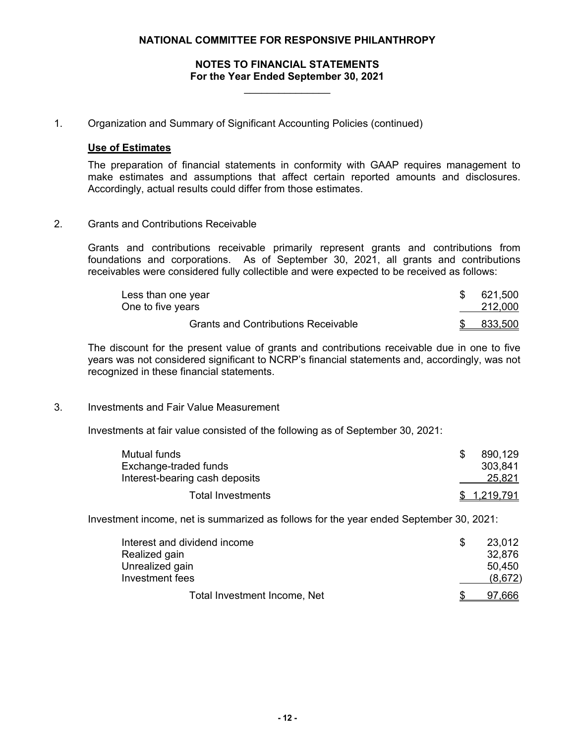**NATIONAL COMMITTEE FOR RESPONSIVE PHILANTHROPY**

**NOTES TO FINANCIAL STATEMENTS**
**For the Year Ended September 30, 2021**

1. Organization and Summary of Significant Accounting Policies (continued)

**Use of Estimates**

The preparation of financial statements in conformity with GAAP requires management to make estimates and assumptions that affect certain reported amounts and disclosures. Accordingly, actual results could differ from those estimates.

2. Grants and Contributions Receivable

Grants and contributions receivable primarily represent grants and contributions from foundations and corporations. As of September 30, 2021, all grants and contributions receivables were considered fully collectible and were expected to be received as follows:

| | |
|---|---|
| Less than one year | $ 621,500 |
| One to five years | 212,000 |
| Grants and Contributions Receivable | $ 833,500 |

The discount for the present value of grants and contributions receivable due in one to five years was not considered significant to NCRP's financial statements and, accordingly, was not recognized in these financial statements.

3. Investments and Fair Value Measurement

Investments at fair value consisted of the following as of September 30, 2021:

| | |
|---|---|
| Mutual funds | $ 890,129 |
| Exchange-traded funds | 303,841 |
| Interest-bearing cash deposits | 25,821 |
| Total Investments | $ 1,219,791 |

Investment income, net is summarized as follows for the year ended September 30, 2021:

| | |
|---|---|
| Interest and dividend income | $ 23,012 |
| Realized gain | 32,876 |
| Unrealized gain | 50,450 |
| Investment fees | (8,672) |
| Total Investment Income, Net | $ 97,666 |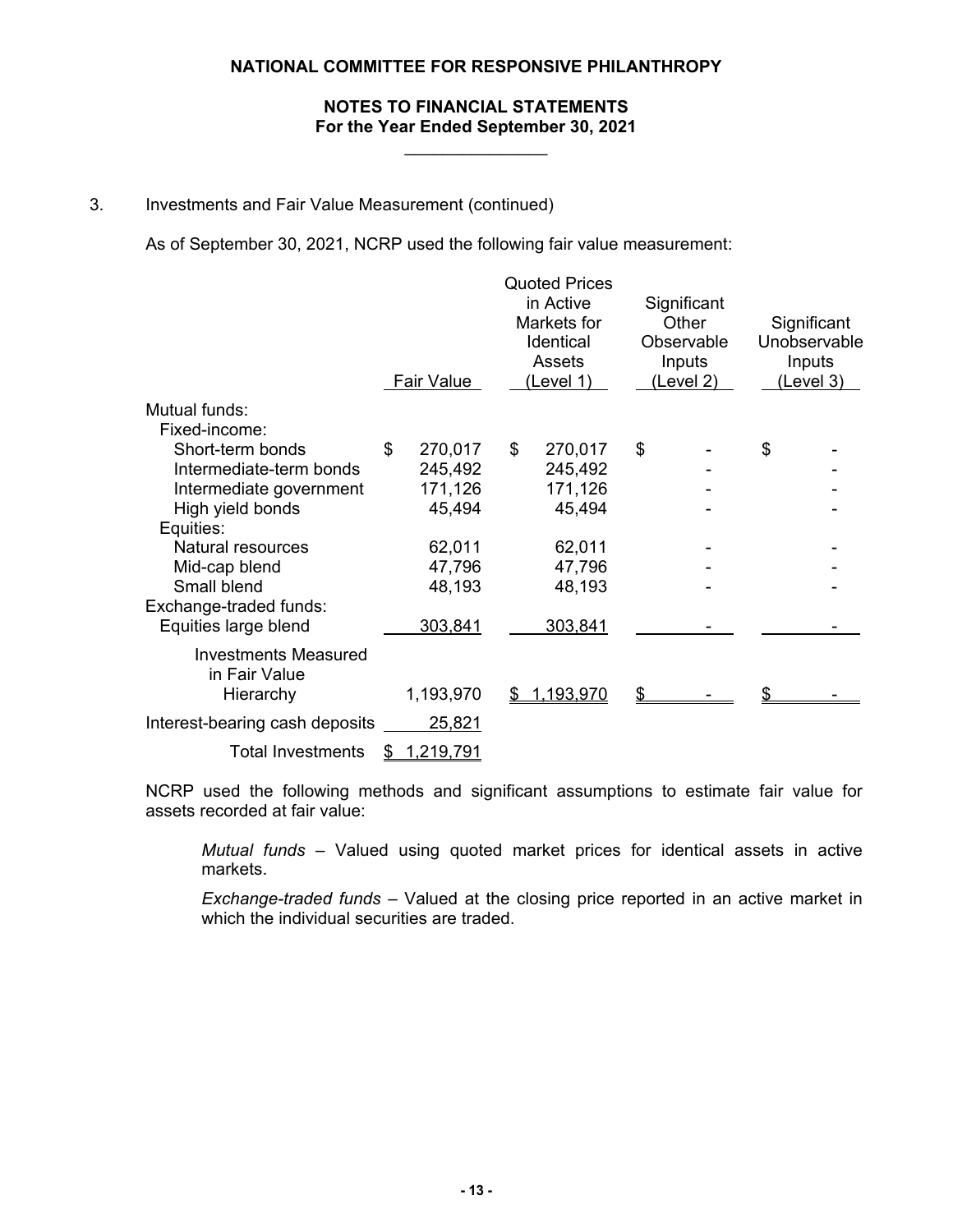**NATIONAL COMMITTEE FOR RESPONSIVE PHILANTHROPY**

**NOTES TO FINANCIAL STATEMENTS**
**For the Year Ended September 30, 2021**

3. Investments and Fair Value Measurement (continued)

As of September 30, 2021, NCRP used the following fair value measurement:

| | Fair Value | Quoted Prices in Active Markets for Identical Assets (Level 1) | Significant Other Observable Inputs (Level 2) | Significant Unobservable Inputs (Level 3) |
|---|---|---|---|---|
| Mutual funds: | | | | |
| Fixed-income: | | | | |
| Short-term bonds | $ 270,017 | $ 270,017 | $ - | $ - |
| Intermediate-term bonds | 245,492 | 245,492 | - | - |
| Intermediate government | 171,126 | 171,126 | - | - |
| High yield bonds | 45,494 | 45,494 | - | - |
| Equities: | | | | |
| Natural resources | 62,011 | 62,011 | - | - |
| Mid-cap blend | 47,796 | 47,796 | - | - |
| Small blend | 48,193 | 48,193 | - | - |
| Exchange-traded funds: | | | | |
| Equities large blend | 303,841 | 303,841 | - | - |
| Investments Measured in Fair Value Hierarchy | 1,193,970 | $ 1,193,970 | $ - | $ - |
| Interest-bearing cash deposits | 25,821 | | | |
| Total Investments | $ 1,219,791 | | | |

NCRP used the following methods and significant assumptions to estimate fair value for assets recorded at fair value:

*Mutual funds* – Valued using quoted market prices for identical assets in active markets.

*Exchange-traded funds* – Valued at the closing price reported in an active market in which the individual securities are traded.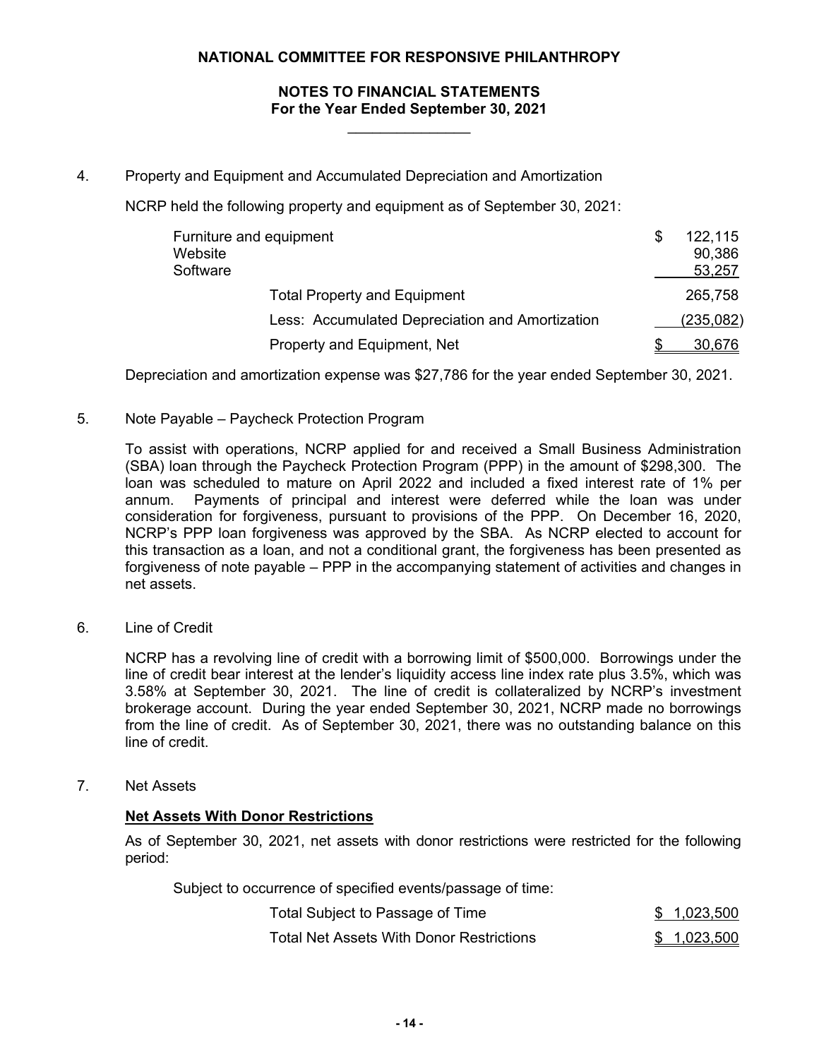**NATIONAL COMMITTEE FOR RESPONSIVE PHILANTHROPY**

**NOTES TO FINANCIAL STATEMENTS**
**For the Year Ended September 30, 2021**

4. Property and Equipment and Accumulated Depreciation and Amortization

NCRP held the following property and equipment as of September 30, 2021:

| | |
|---|---|
| Furniture and equipment | $ 122,115 |
| Website | 90,386 |
| Software | 53,257 |
| Total Property and Equipment | 265,758 |
| Less: Accumulated Depreciation and Amortization | (235,082) |
| Property and Equipment, Net | $ 30,676 |

Depreciation and amortization expense was $27,786 for the year ended September 30, 2021.

5. Note Payable – Paycheck Protection Program

To assist with operations, NCRP applied for and received a Small Business Administration (SBA) loan through the Paycheck Protection Program (PPP) in the amount of $298,300. The loan was scheduled to mature on April 2022 and included a fixed interest rate of 1% per annum. Payments of principal and interest were deferred while the loan was under consideration for forgiveness, pursuant to provisions of the PPP. On December 16, 2020, NCRP's PPP loan forgiveness was approved by the SBA. As NCRP elected to account for this transaction as a loan, and not a conditional grant, the forgiveness has been presented as forgiveness of note payable – PPP in the accompanying statement of activities and changes in net assets.

6. Line of Credit

NCRP has a revolving line of credit with a borrowing limit of $500,000. Borrowings under the line of credit bear interest at the lender's liquidity access line index rate plus 3.5%, which was 3.58% at September 30, 2021. The line of credit is collateralized by NCRP's investment brokerage account. During the year ended September 30, 2021, NCRP made no borrowings from the line of credit. As of September 30, 2021, there was no outstanding balance on this line of credit.

7. Net Assets

**Net Assets With Donor Restrictions**

As of September 30, 2021, net assets with donor restrictions were restricted for the following period:

Subject to occurrence of specified events/passage of time:

| | |
|---|---|
| Total Subject to Passage of Time | $ 1,023,500 |
| Total Net Assets With Donor Restrictions | $ 1,023,500 |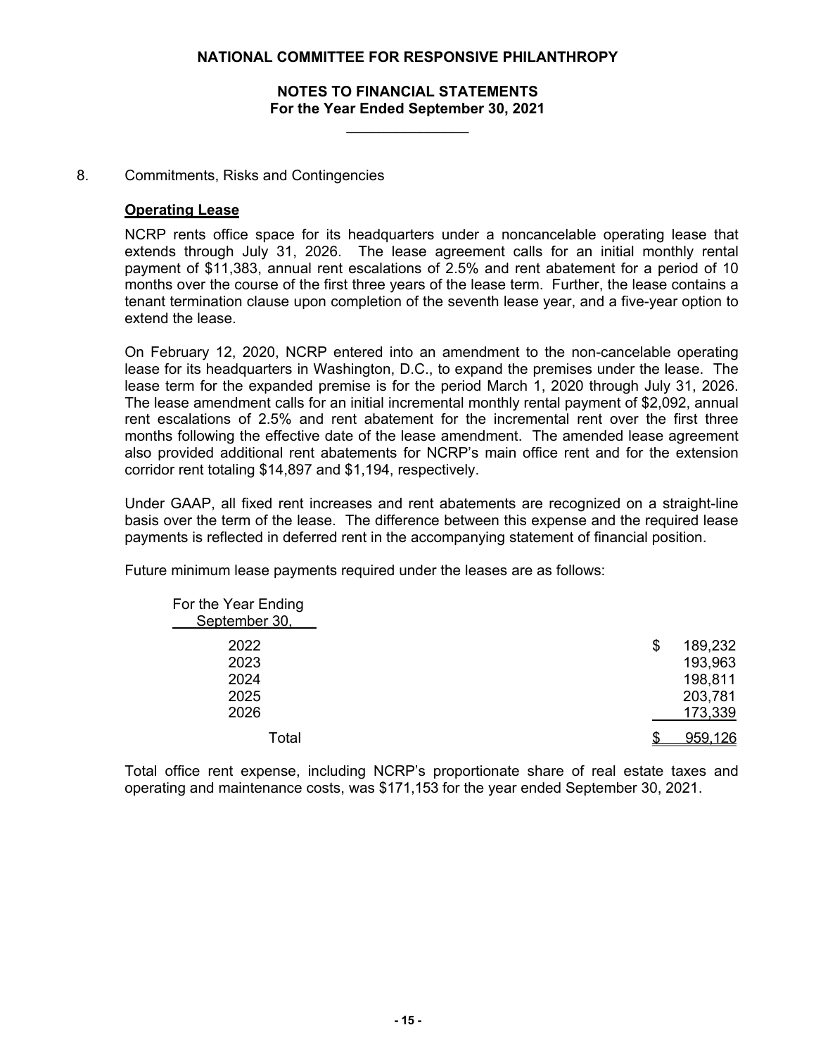# NATIONAL COMMITTEE FOR RESPONSIVE PHILANTHROPY

## NOTES TO FINANCIAL STATEMENTS
## For the Year Ended September 30, 2021

8. Commitments, Risks and Contingencies

**Operating Lease**

NCRP rents office space for its headquarters under a noncancelable operating lease that extends through July 31, 2026. The lease agreement calls for an initial monthly rental payment of $11,383, annual rent escalations of 2.5% and rent abatement for a period of 10 months over the course of the first three years of the lease term. Further, the lease contains a tenant termination clause upon completion of the seventh lease year, and a five-year option to extend the lease.

On February 12, 2020, NCRP entered into an amendment to the non-cancelable operating lease for its headquarters in Washington, D.C., to expand the premises under the lease. The lease term for the expanded premise is for the period March 1, 2020 through July 31, 2026. The lease amendment calls for an initial incremental monthly rental payment of $2,092, annual rent escalations of 2.5% and rent abatement for the incremental rent over the first three months following the effective date of the lease amendment. The amended lease agreement also provided additional rent abatements for NCRP's main office rent and for the extension corridor rent totaling $14,897 and $1,194, respectively.

Under GAAP, all fixed rent increases and rent abatements are recognized on a straight-line basis over the term of the lease. The difference between this expense and the required lease payments is reflected in deferred rent in the accompanying statement of financial position.

Future minimum lease payments required under the leases are as follows:

| For the Year Ending September 30, | |
|---|---|
| 2022 | $ 189,232 |
| 2023 | 193,963 |
| 2024 | 198,811 |
| 2025 | 203,781 |
| 2026 | 173,339 |
| Total | $ 959,126 |

Total office rent expense, including NCRP's proportionate share of real estate taxes and operating and maintenance costs, was $171,153 for the year ended September 30, 2021.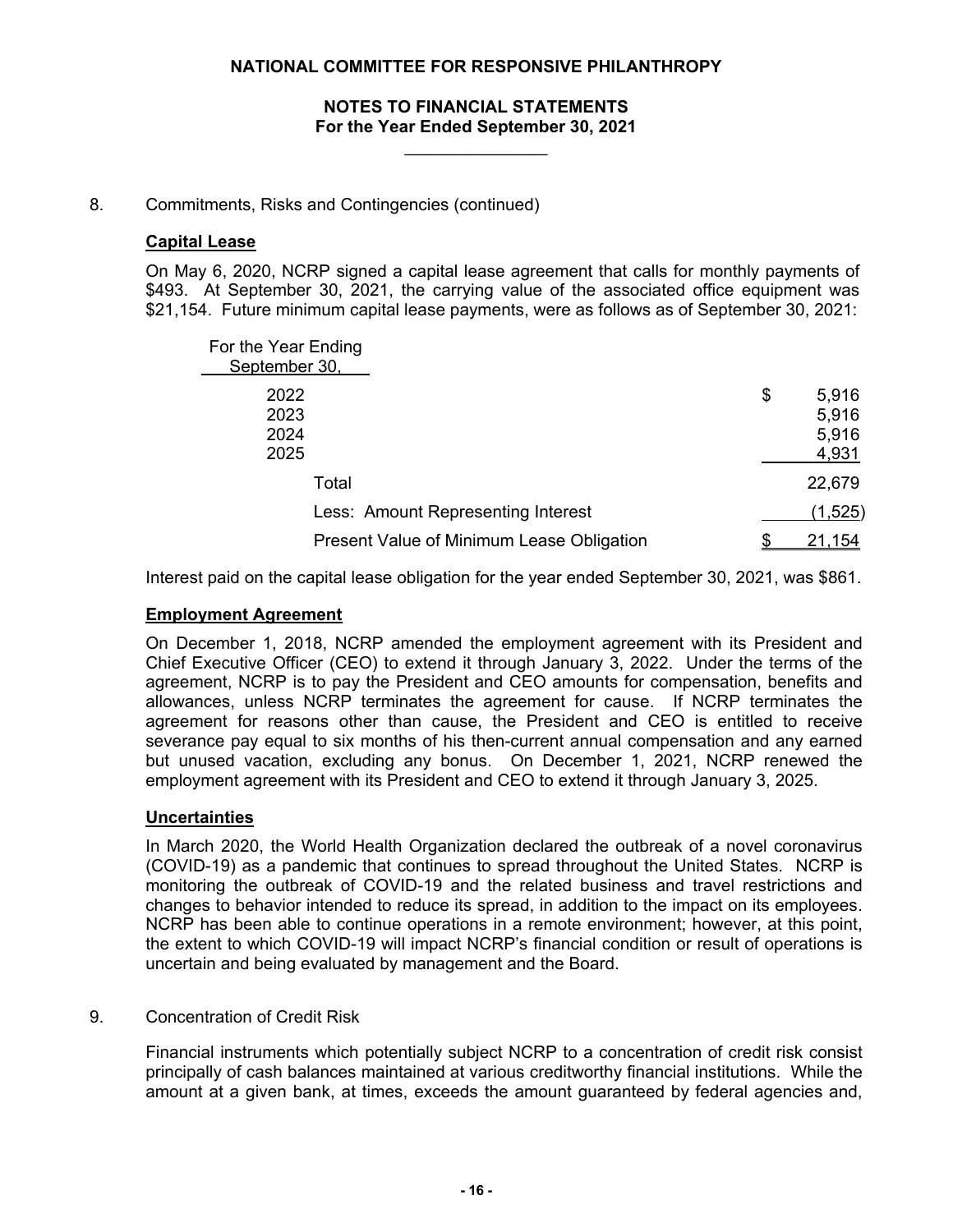8. Commitments, Risks and Contingencies (continued)

**Capital Lease**

On May 6, 2020, NCRP signed a capital lease agreement that calls for monthly payments of $493. At September 30, 2021, the carrying value of the associated office equipment was $21,154. Future minimum capital lease payments, were as follows as of September 30, 2021:

| For the Year Ending September 30, | |
|---|---|
| 2022 | $ 5,916 |
| 2023 | 5,916 |
| 2024 | 5,916 |
| 2025 | 4,931 |
| Total | 22,679 |
| Less: Amount Representing Interest | (1,525) |
| Present Value of Minimum Lease Obligation | $ 21,154 |

Interest paid on the capital lease obligation for the year ended September 30, 2021, was $861.

**Employment Agreement**

On December 1, 2018, NCRP amended the employment agreement with its President and Chief Executive Officer (CEO) to extend it through January 3, 2022. Under the terms of the agreement, NCRP is to pay the President and CEO amounts for compensation, benefits and allowances, unless NCRP terminates the agreement for cause. If NCRP terminates the agreement for reasons other than cause, the President and CEO is entitled to receive severance pay equal to six months of his then-current annual compensation and any earned but unused vacation, excluding any bonus. On December 1, 2021, NCRP renewed the employment agreement with its President and CEO to extend it through January 3, 2025.

**Uncertainties**

In March 2020, the World Health Organization declared the outbreak of a novel coronavirus (COVID-19) as a pandemic that continues to spread throughout the United States. NCRP is monitoring the outbreak of COVID-19 and the related business and travel restrictions and changes to behavior intended to reduce its spread, in addition to the impact on its employees. NCRP has been able to continue operations in a remote environment; however, at this point, the extent to which COVID-19 will impact NCRP's financial condition or result of operations is uncertain and being evaluated by management and the Board.

9. Concentration of Credit Risk

Financial instruments which potentially subject NCRP to a concentration of credit risk consist principally of cash balances maintained at various creditworthy financial institutions. While the amount at a given bank, at times, exceeds the amount guaranteed by federal agencies and,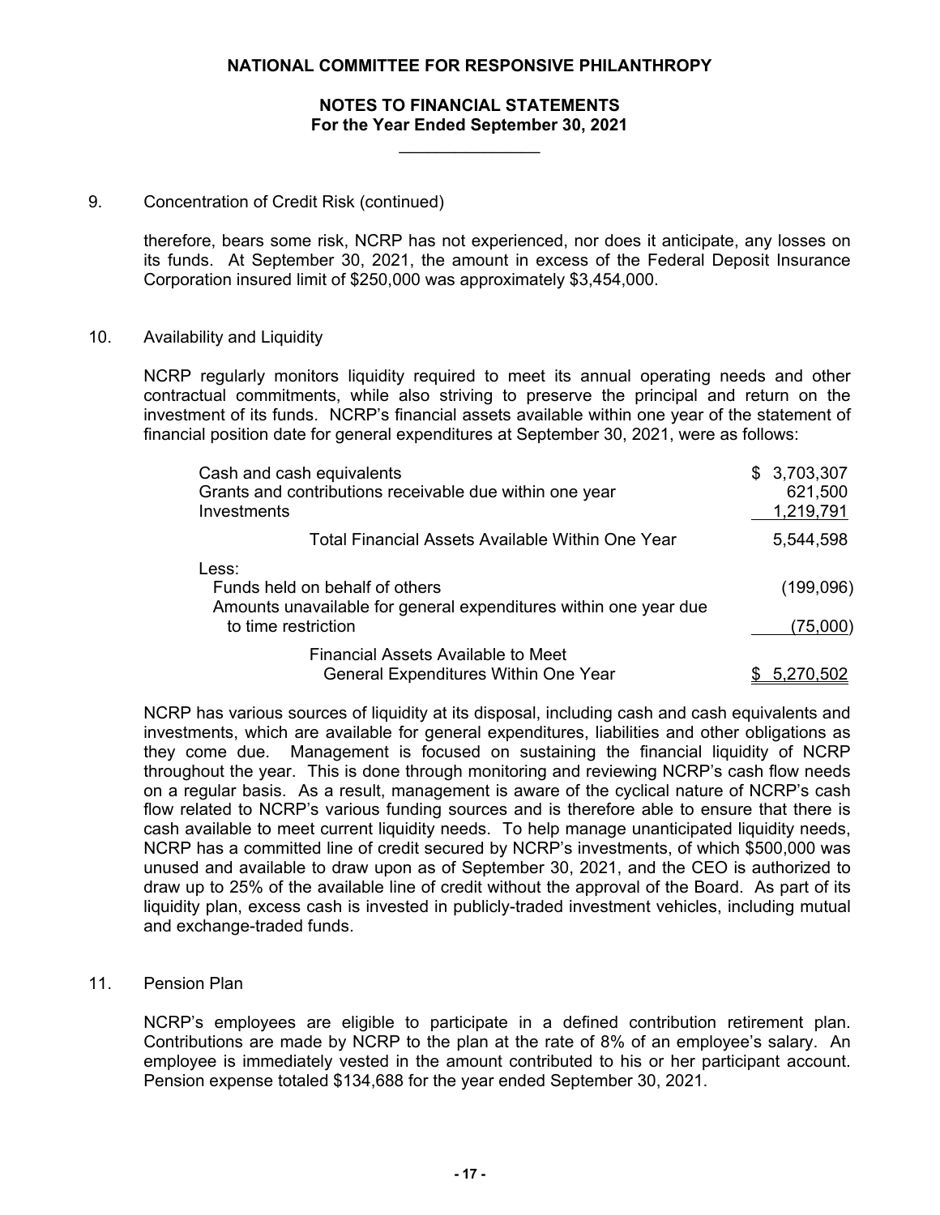# NATIONAL COMMITTEE FOR RESPONSIVE PHILANTHROPY

## NOTES TO FINANCIAL STATEMENTS
## For the Year Ended September 30, 2021

9. Concentration of Credit Risk (continued)

therefore, bears some risk, NCRP has not experienced, nor does it anticipate, any losses on its funds. At September 30, 2021, the amount in excess of the Federal Deposit Insurance Corporation insured limit of $250,000 was approximately $3,454,000.

10. Availability and Liquidity

NCRP regularly monitors liquidity required to meet its annual operating needs and other contractual commitments, while also striving to preserve the principal and return on the investment of its funds. NCRP's financial assets available within one year of the statement of financial position date for general expenditures at September 30, 2021, were as follows:

| | |
|---|---|
| Cash and cash equivalents | $ 3,703,307 |
| Grants and contributions receivable due within one year | 621,500 |
| Investments | 1,219,791 |
| Total Financial Assets Available Within One Year | 5,544,598 |
| Less: | |
| Funds held on behalf of others | (199,096) |
| Amounts unavailable for general expenditures within one year due to time restriction | (75,000) |
| Financial Assets Available to Meet General Expenditures Within One Year | $ 5,270,502 |

NCRP has various sources of liquidity at its disposal, including cash and cash equivalents and investments, which are available for general expenditures, liabilities and other obligations as they come due. Management is focused on sustaining the financial liquidity of NCRP throughout the year. This is done through monitoring and reviewing NCRP's cash flow needs on a regular basis. As a result, management is aware of the cyclical nature of NCRP's cash flow related to NCRP's various funding sources and is therefore able to ensure that there is cash available to meet current liquidity needs. To help manage unanticipated liquidity needs, NCRP has a committed line of credit secured by NCRP's investments, of which $500,000 was unused and available to draw upon as of September 30, 2021, and the CEO is authorized to draw up to 25% of the available line of credit without the approval of the Board. As part of its liquidity plan, excess cash is invested in publicly-traded investment vehicles, including mutual and exchange-traded funds.

11. Pension Plan

NCRP's employees are eligible to participate in a defined contribution retirement plan. Contributions are made by NCRP to the plan at the rate of 8% of an employee's salary. An employee is immediately vested in the amount contributed to his or her participant account. Pension expense totaled $134,688 for the year ended September 30, 2021.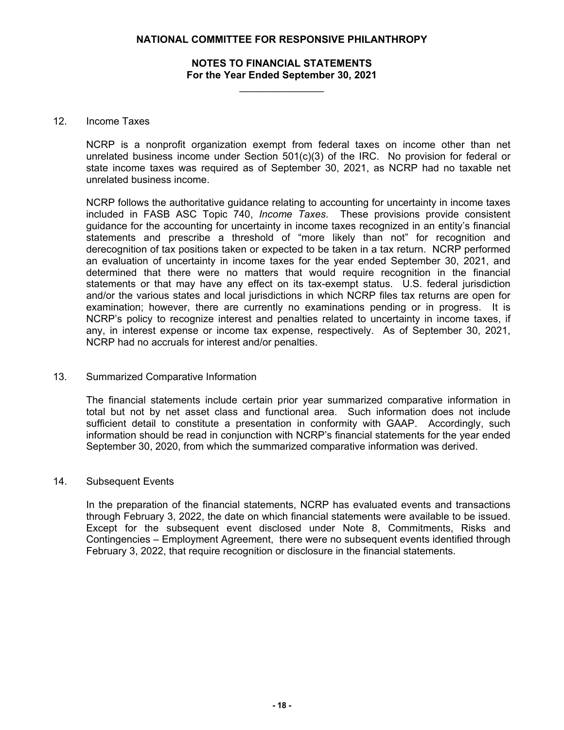## 12. Income Taxes

NCRP is a nonprofit organization exempt from federal taxes on income other than net unrelated business income under Section 501(c)(3) of the IRC. No provision for federal or state income taxes was required as of September 30, 2021, as NCRP had no taxable net unrelated business income.

NCRP follows the authoritative guidance relating to accounting for uncertainty in income taxes included in FASB ASC Topic 740, *Income Taxes*. These provisions provide consistent guidance for the accounting for uncertainty in income taxes recognized in an entity's financial statements and prescribe a threshold of "more likely than not" for recognition and derecognition of tax positions taken or expected to be taken in a tax return. NCRP performed an evaluation of uncertainty in income taxes for the year ended September 30, 2021, and determined that there were no matters that would require recognition in the financial statements or that may have any effect on its tax-exempt status. U.S. federal jurisdiction and/or the various states and local jurisdictions in which NCRP files tax returns are open for examination; however, there are currently no examinations pending or in progress. It is NCRP's policy to recognize interest and penalties related to uncertainty in income taxes, if any, in interest expense or income tax expense, respectively. As of September 30, 2021, NCRP had no accruals for interest and/or penalties.

## 13. Summarized Comparative Information

The financial statements include certain prior year summarized comparative information in total but not by net asset class and functional area. Such information does not include sufficient detail to constitute a presentation in conformity with GAAP. Accordingly, such information should be read in conjunction with NCRP's financial statements for the year ended September 30, 2020, from which the summarized comparative information was derived.

## 14. Subsequent Events

In the preparation of the financial statements, NCRP has evaluated events and transactions through February 3, 2022, the date on which financial statements were available to be issued. Except for the subsequent event disclosed under Note 8, Commitments, Risks and Contingencies – Employment Agreement, there were no subsequent events identified through February 3, 2022, that require recognition or disclosure in the financial statements.